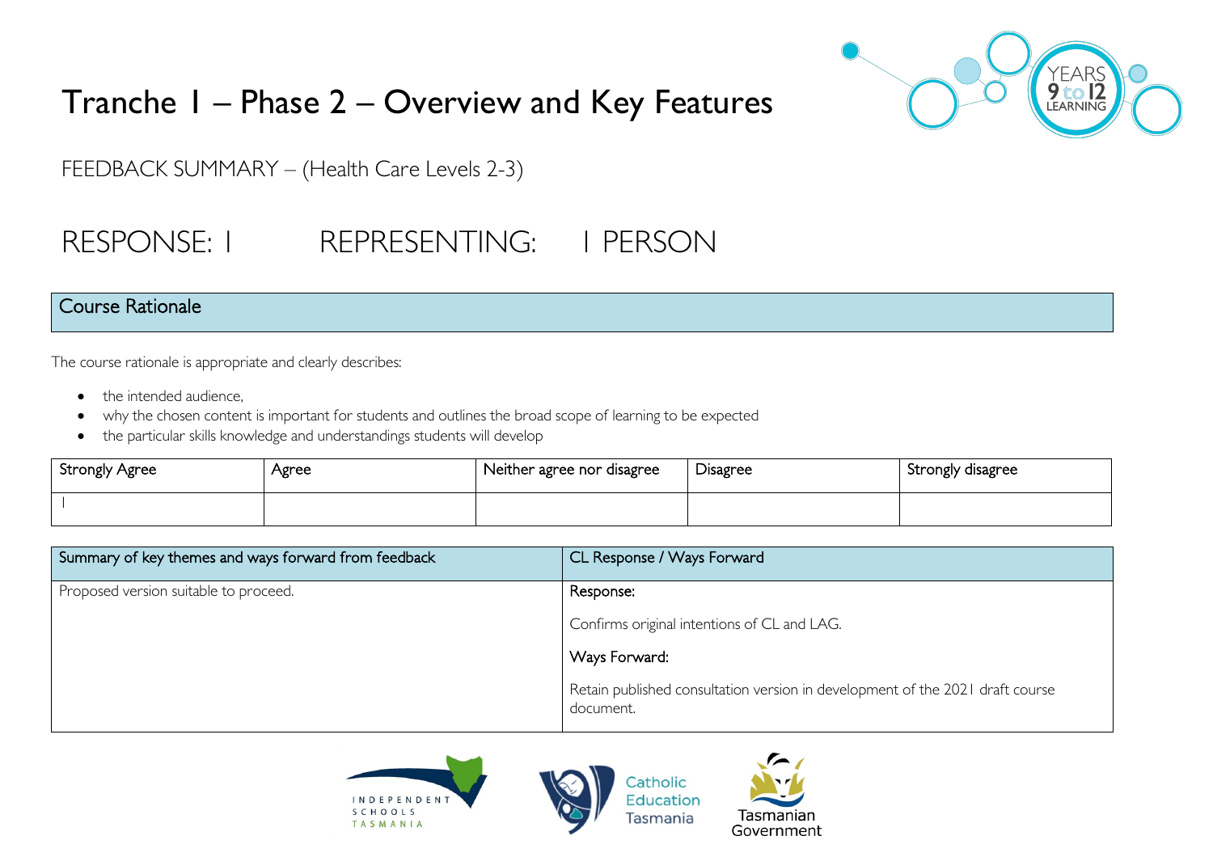# Tranche 1 – Phase 2 – Overview and Key Features

FEEDBACK SUMMARY – (Health Care Levels 2-3)

## RESPONSE: 1 REPRESENTING: 1 PERSON

## Course Rationale

The course rationale is appropriate and clearly describes:

- the intended audience,
- why the chosen content is important for students and outlines the broad scope of learning to be expected
- the particular skills knowledge and understandings students will develop

| Strongly Agree | Agree | Neither agree nor disagree | Disagree | Strongly disagree |
| --- | --- | --- | --- | --- |
| 1 | | | | |

| Summary of key themes and ways forward from feedback | CL Response / Ways Forward |
| --- | --- |
| Proposed version suitable to proceed. | Response:<br><br>Confirms original intentions of CL and LAG.<br><br>Ways Forward:<br><br>Retain published consultation version in development of the 2021 draft course document. |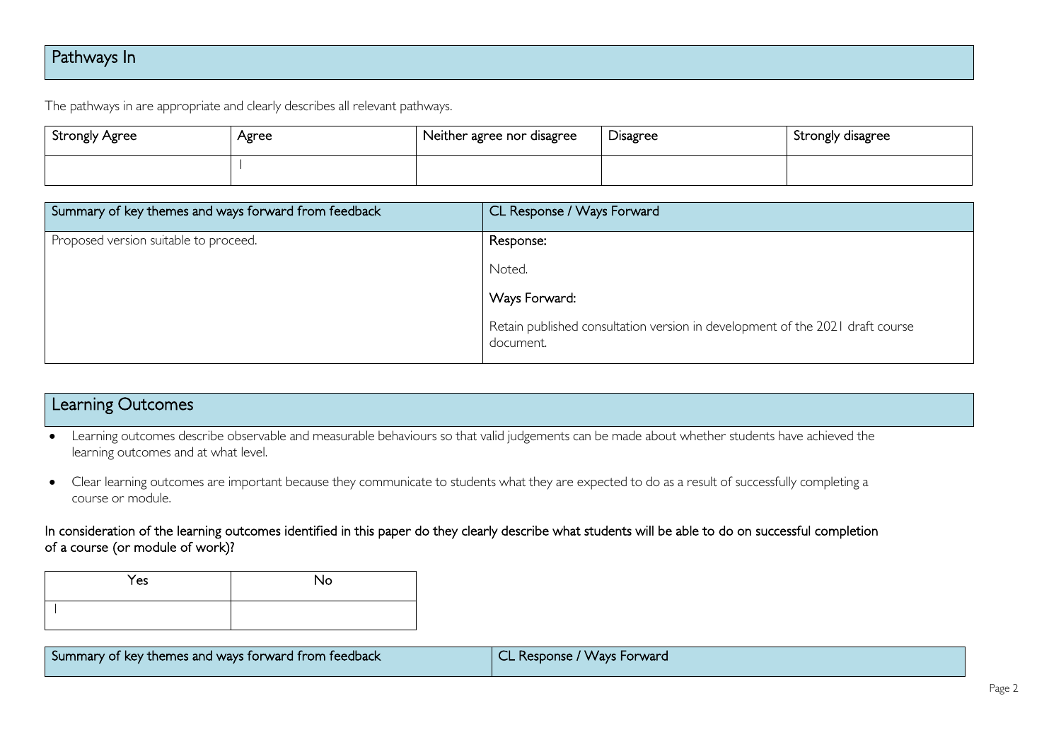## Pathways In

The pathways in are appropriate and clearly describes all relevant pathways.

| Strongly Agree | Agree | Neither agree nor disagree | Disagree | Strongly disagree |
|---|---|---|---|---|
| | 1 | | | |

| Summary of key themes and ways forward from feedback | CL Response / Ways Forward |
|---|---|
| Proposed version suitable to proceed. | Response:<br><br>Noted.<br><br>Ways Forward:<br><br>Retain published consultation version in development of the 2021 draft course document. |

## Learning Outcomes

- Learning outcomes describe observable and measurable behaviours so that valid judgements can be made about whether students have achieved the learning outcomes and at what level.
- Clear learning outcomes are important because they communicate to students what they are expected to do as a result of successfully completing a course or module.

In consideration of the learning outcomes identified in this paper do they clearly describe what students will be able to do on successful completion of a course (or module of work)?

| Yes | No |
|---|---|
| 1 | |

| Summary of key themes and ways forward from feedback | CL Response / Ways Forward |
|---|---|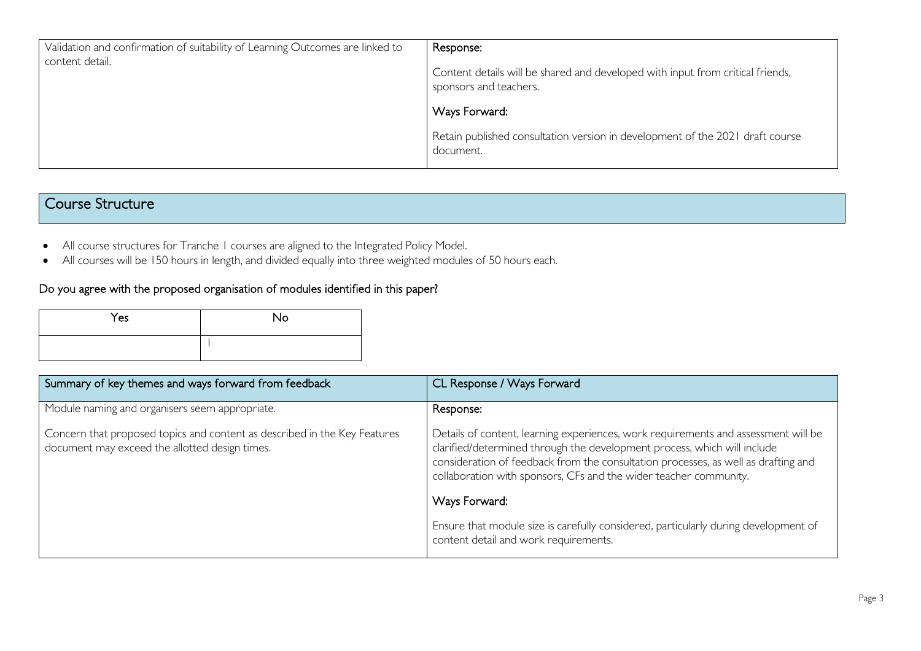| | |
|---|---|
| Validation and confirmation of suitability of Learning Outcomes are linked to content detail. | Response:<br><br>Content details will be shared and developed with input from critical friends, sponsors and teachers.<br><br>Ways Forward:<br><br>Retain published consultation version in development of the 2021 draft course document. |

## Course Structure

- All course structures for Tranche 1 courses are aligned to the Integrated Policy Model.
- All courses will be 150 hours in length, and divided equally into three weighted modules of 50 hours each.

### Do you agree with the proposed organisation of modules identified in this paper?

| Yes | No |
|---|---|
| | 1 |

| Summary of key themes and ways forward from feedback | CL Response / Ways Forward |
|---|---|
| Module naming and organisers seem appropriate.<br><br>Concern that proposed topics and content as described in the Key Features document may exceed the allotted design times. | Response:<br><br>Details of content, learning experiences, work requirements and assessment will be clarified/determined through the development process, which will include consideration of feedback from the consultation processes, as well as drafting and collaboration with sponsors, CFs and the wider teacher community.<br><br>Ways Forward:<br><br>Ensure that module size is carefully considered, particularly during development of content detail and work requirements. |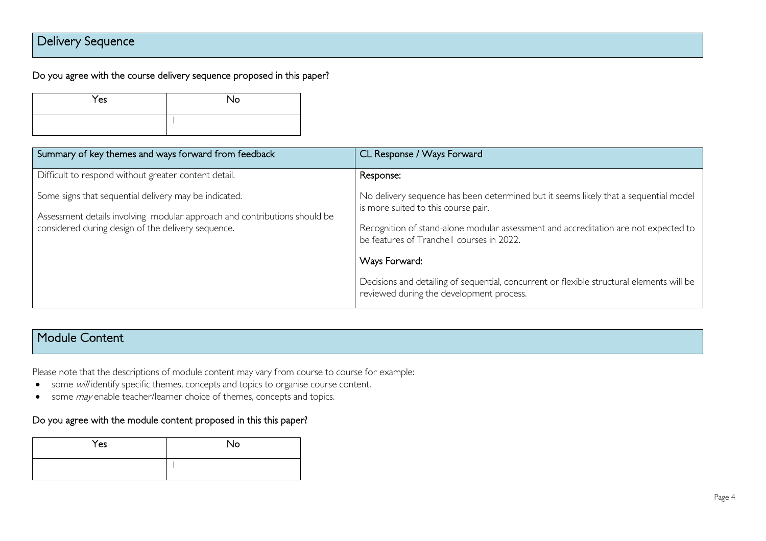## Delivery Sequence

**Do you agree with the course delivery sequence proposed in this paper?**

| Yes | No |
|---|---|
| | 1 |

| Summary of key themes and ways forward from feedback | CL Response / Ways Forward |
|---|---|
| Difficult to respond without greater content detail.<br><br>Some signs that sequential delivery may be indicated.<br><br>Assessment details involving modular approach and contributions should be considered during design of the delivery sequence. | Response:<br><br>No delivery sequence has been determined but it seems likely that a sequential model is more suited to this course pair.<br><br>Recognition of stand-alone modular assessment and accreditation are not expected to be features of Tranche1 courses in 2022.<br><br>Ways Forward:<br><br>Decisions and detailing of sequential, concurrent or flexible structural elements will be reviewed during the development process. |

## Module Content

Please note that the descriptions of module content may vary from course to course for example:

- some *will* identify specific themes, concepts and topics to organise course content.
- some *may* enable teacher/learner choice of themes, concepts and topics.

**Do you agree with the module content proposed in this this paper?**

| Yes | No |
|---|---|
| | 1 |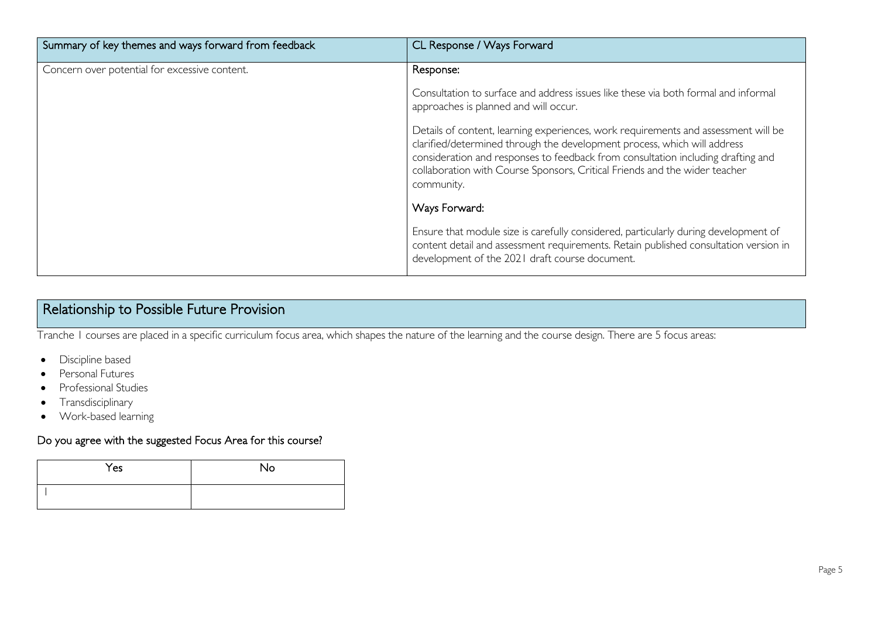| Summary of key themes and ways forward from feedback | CL Response / Ways Forward |
| --- | --- |
| Concern over potential for excessive content. | **Response:**<br><br>Consultation to surface and address issues like these via both formal and informal approaches is planned and will occur.<br><br>Details of content, learning experiences, work requirements and assessment will be clarified/determined through the development process, which will address consideration and responses to feedback from consultation including drafting and collaboration with Course Sponsors, Critical Friends and the wider teacher community.<br><br>**Ways Forward:**<br><br>Ensure that module size is carefully considered, particularly during development of content detail and assessment requirements. Retain published consultation version in development of the 2021 draft course document. |

## Relationship to Possible Future Provision

Tranche 1 courses are placed in a specific curriculum focus area, which shapes the nature of the learning and the course design. There are 5 focus areas:

- Discipline based
- Personal Futures
- Professional Studies
- Transdisciplinary
- Work-based learning

### Do you agree with the suggested Focus Area for this course?

| Yes | No |
| --- | --- |
| 1 | |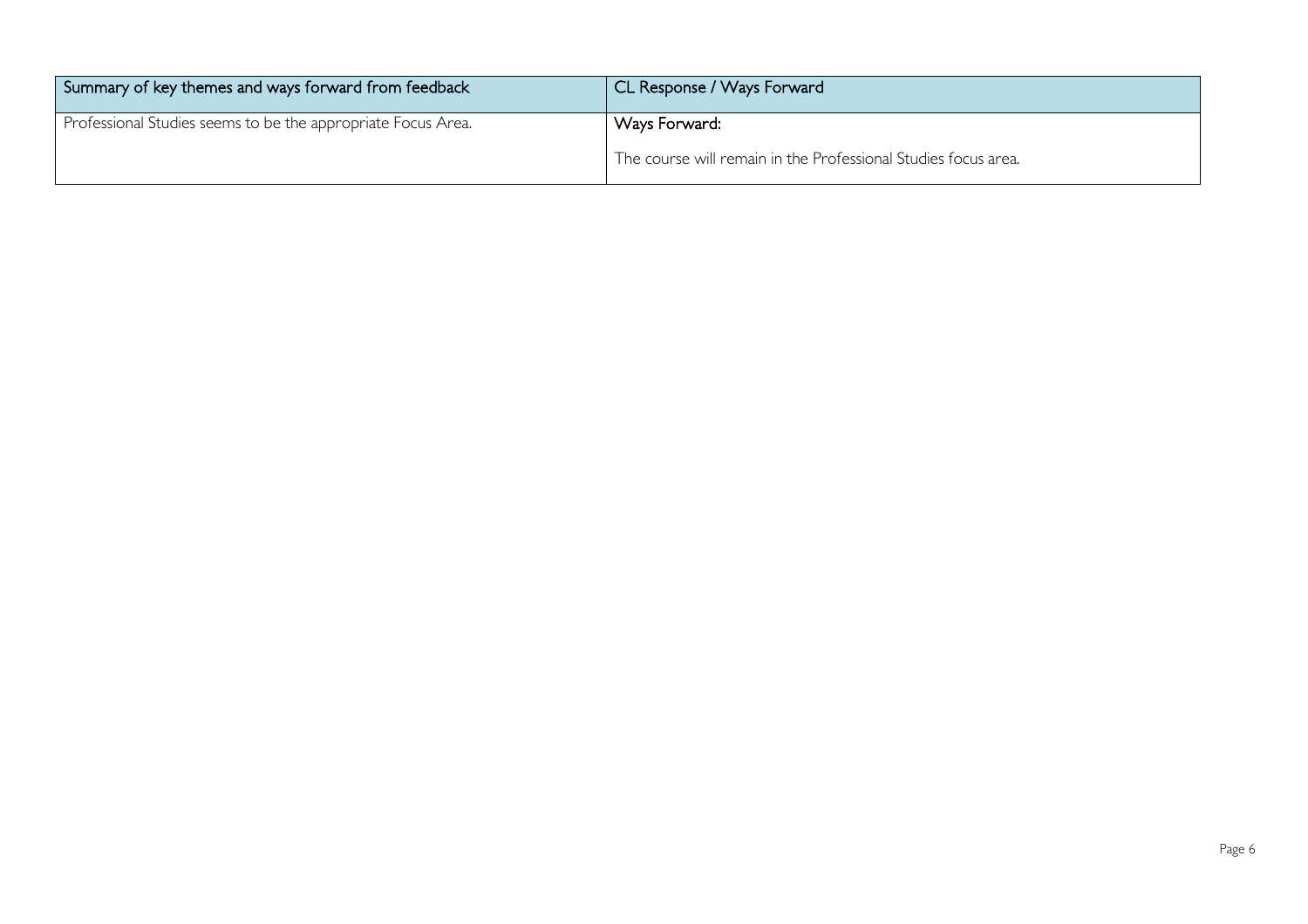| Summary of key themes and ways forward from feedback | CL Response / Ways Forward |
| --- | --- |
| Professional Studies seems to be the appropriate Focus Area. | Ways Forward:<br><br>The course will remain in the Professional Studies focus area. |